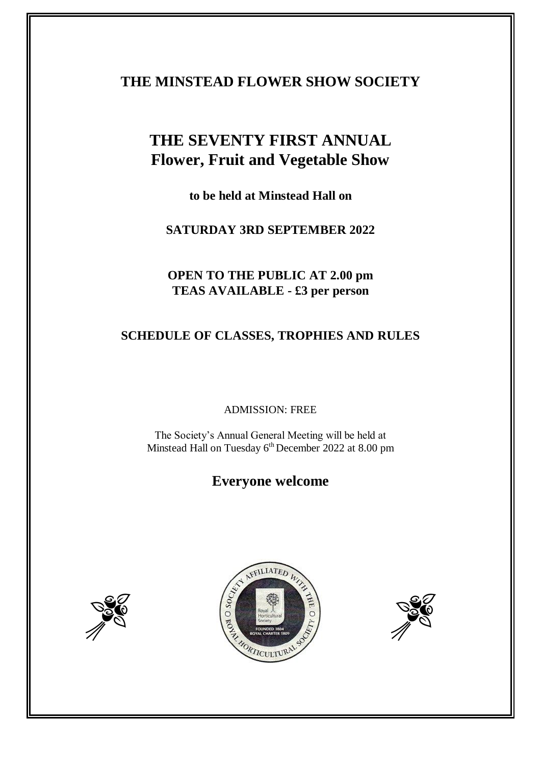# THE MINSTEAD FLOWER SHOW SOCIETY

## THE SEVENTY FIRST ANNUAL
## Flower, Fruit and Vegetable Show

**to be held at Minstead Hall on**

**SATURDAY 3RD SEPTEMBER 2022**

**OPEN TO THE PUBLIC AT 2.00 pm**
**TEAS AVAILABLE - £3 per person**

**SCHEDULE OF CLASSES, TROPHIES AND RULES**

ADMISSION: FREE

The Society's Annual General Meeting will be held at Minstead Hall on Tuesday 6th December 2022 at 8.00 pm

## Everyone welcome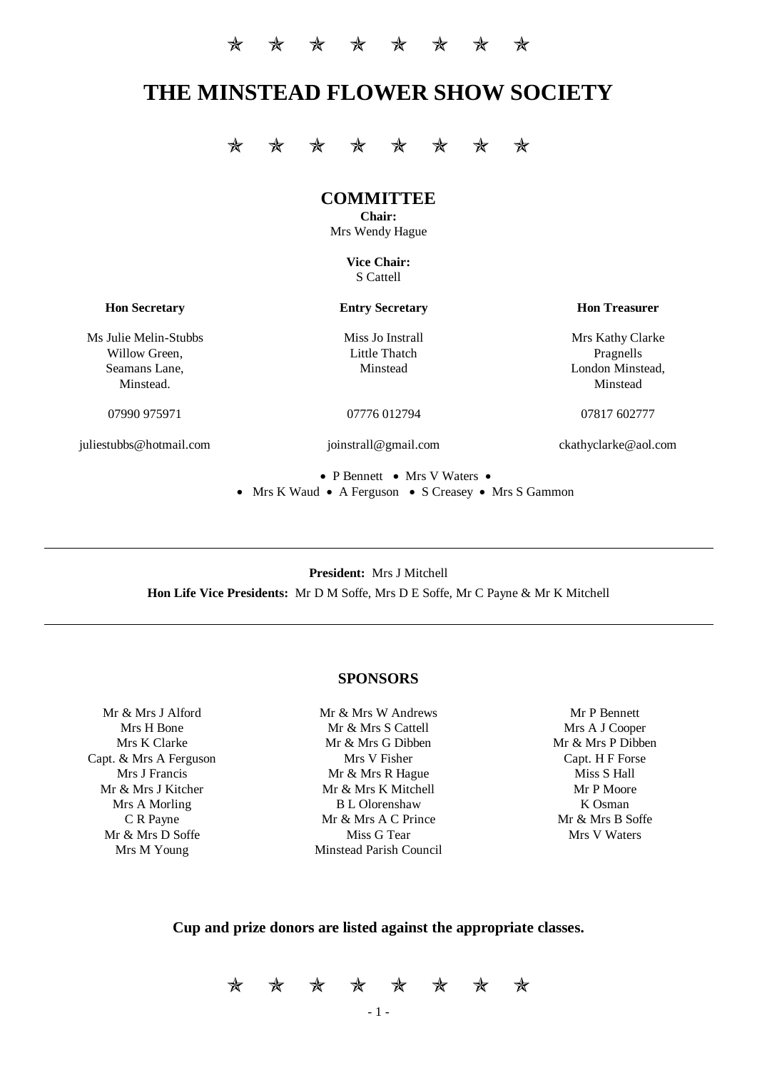✯ ✯ ✯ ✯ ✯ ✯ ✯ ✯

# THE MINSTEAD FLOWER SHOW SOCIETY

✯ ✯ ✯ ✯ ✯ ✯ ✯ ✯

## COMMITTEE

**Chair:**
Mrs Wendy Hague

**Vice Chair:**
S Cattell

**Hon Secretary**

Ms Julie Melin-Stubbs
Willow Green,
Seamans Lane,
Minstead.

07990 975971

juliestubbs@hotmail.com

**Entry Secretary**

Miss Jo Instrall
Little Thatch
Minstead

07776 012794

joinstrall@gmail.com

**Hon Treasurer**

Mrs Kathy Clarke
Pragnells
London Minstead,
Minstead

07817 602777

ckathyclarke@aol.com

- P Bennett
- Mrs V Waters
- Mrs K Waud
- A Ferguson
- S Creasey
- Mrs S Gammon

---

**President:** Mrs J Mitchell

**Hon Life Vice Presidents:** Mr D M Soffe, Mrs D E Soffe, Mr C Payne & Mr K Mitchell

---

## SPONSORS

Mr & Mrs J Alford
Mrs H Bone
Mrs K Clarke
Capt. & Mrs A Ferguson
Mrs J Francis
Mr & Mrs J Kitcher
Mrs A Morling
C R Payne
Mr & Mrs D Soffe
Mrs M Young

Mr & Mrs W Andrews
Mr & Mrs S Cattell
Mr & Mrs G Dibben
Mrs V Fisher
Mr & Mrs R Hague
Mr & Mrs K Mitchell
B L Olorenshaw
Mr & Mrs A C Prince
Miss G Tear
Minstead Parish Council

Mr P Bennett
Mrs A J Cooper
Mr & Mrs P Dibben
Capt. H F Forse
Miss S Hall
Mr P Moore
K Osman
Mr & Mrs B Soffe
Mrs V Waters

**Cup and prize donors are listed against the appropriate classes.**

✯ ✯ ✯ ✯ ✯ ✯ ✯ ✯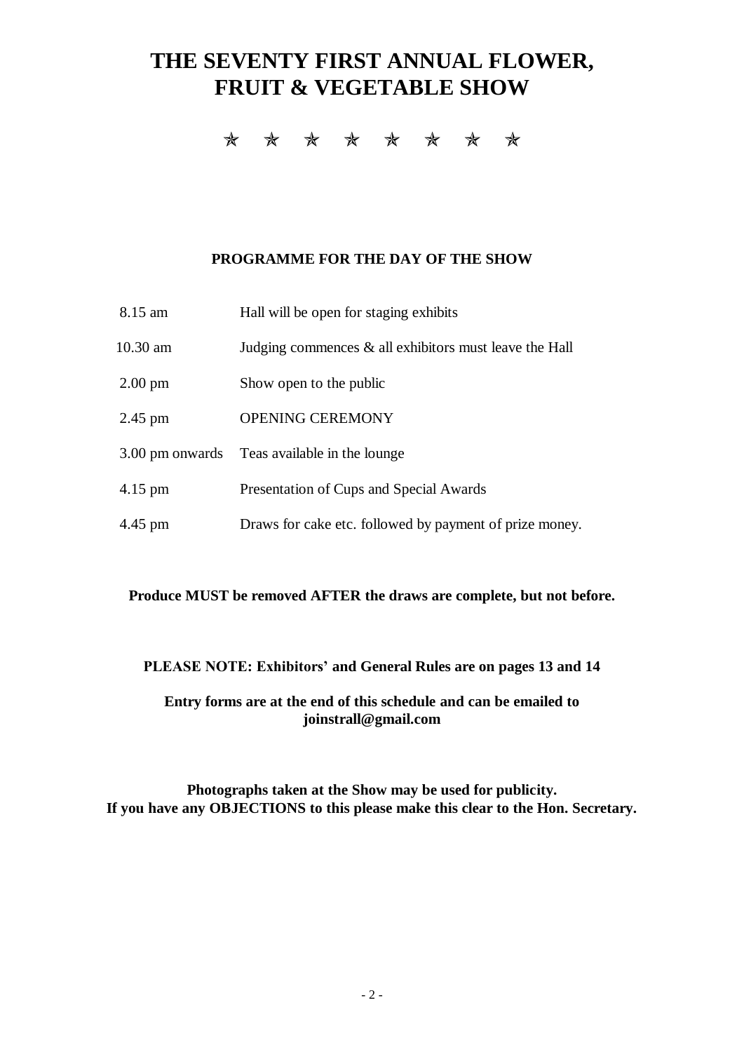# THE SEVENTY FIRST ANNUAL FLOWER, FRUIT & VEGETABLE SHOW

✯ ✯ ✯ ✯ ✯ ✯ ✯ ✯

**PROGRAMME FOR THE DAY OF THE SHOW**

| | |
|---|---|
| 8.15 am | Hall will be open for staging exhibits |
| 10.30 am | Judging commences & all exhibitors must leave the Hall |
| 2.00 pm | Show open to the public |
| 2.45 pm | OPENING CEREMONY |
| 3.00 pm onwards | Teas available in the lounge |
| 4.15 pm | Presentation of Cups and Special Awards |
| 4.45 pm | Draws for cake etc. followed by payment of prize money. |

**Produce MUST be removed AFTER the draws are complete, but not before.**

**PLEASE NOTE: Exhibitors' and General Rules are on pages 13 and 14**

**Entry forms are at the end of this schedule and can be emailed to joinstrall@gmail.com**

**Photographs taken at the Show may be used for publicity.
If you have any OBJECTIONS to this please make this clear to the Hon. Secretary.**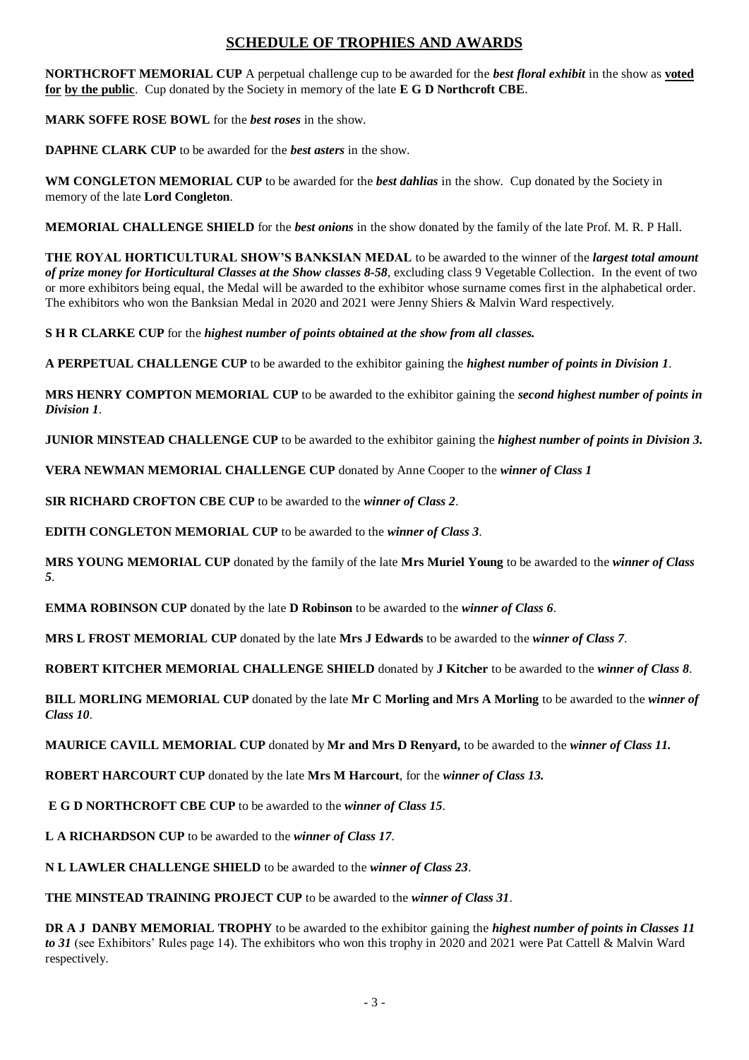## SCHEDULE OF TROPHIES AND AWARDS

**NORTHCROFT MEMORIAL CUP** A perpetual challenge cup to be awarded for the ***best floral exhibit*** in the show as **voted for by the public**. Cup donated by the Society in memory of the late **E G D Northcroft CBE**.

**MARK SOFFE ROSE BOWL** for the ***best roses*** in the show.

**DAPHNE CLARK CUP** to be awarded for the ***best asters*** in the show.

**WM CONGLETON MEMORIAL CUP** to be awarded for the ***best dahlias*** in the show. Cup donated by the Society in memory of the late **Lord Congleton**.

**MEMORIAL CHALLENGE SHIELD** for the ***best onions*** in the show donated by the family of the late Prof. M. R. P Hall.

**THE ROYAL HORTICULTURAL SHOW'S BANKSIAN MEDAL** to be awarded to the winner of the ***largest total amount of prize money for Horticultural Classes at the Show classes 8-58***, excluding class 9 Vegetable Collection. In the event of two or more exhibitors being equal, the Medal will be awarded to the exhibitor whose surname comes first in the alphabetical order. The exhibitors who won the Banksian Medal in 2020 and 2021 were Jenny Shiers & Malvin Ward respectively.

**S H R CLARKE CUP** for the ***highest number of points obtained at the show from all classes.***

**A PERPETUAL CHALLENGE CUP** to be awarded to the exhibitor gaining the ***highest number of points in Division 1***.

**MRS HENRY COMPTON MEMORIAL CUP** to be awarded to the exhibitor gaining the ***second highest number of points in Division 1***.

**JUNIOR MINSTEAD CHALLENGE CUP** to be awarded to the exhibitor gaining the ***highest number of points in Division 3.***

**VERA NEWMAN MEMORIAL CHALLENGE CUP** donated by Anne Cooper to the ***winner of Class 1***

**SIR RICHARD CROFTON CBE CUP** to be awarded to the ***winner of Class 2***.

**EDITH CONGLETON MEMORIAL CUP** to be awarded to the ***winner of Class 3***.

**MRS YOUNG MEMORIAL CUP** donated by the family of the late **Mrs Muriel Young** to be awarded to the ***winner of Class 5***.

**EMMA ROBINSON CUP** donated by the late **D Robinson** to be awarded to the ***winner of Class 6***.

**MRS L FROST MEMORIAL CUP** donated by the late **Mrs J Edwards** to be awarded to the ***winner of Class 7***.

**ROBERT KITCHER MEMORIAL CHALLENGE SHIELD** donated by **J Kitcher** to be awarded to the ***winner of Class 8***.

**BILL MORLING MEMORIAL CUP** donated by the late **Mr C Morling and Mrs A Morling** to be awarded to the ***winner of Class 10***.

**MAURICE CAVILL MEMORIAL CUP** donated by **Mr and Mrs D Renyard,** to be awarded to the ***winner of Class 11.***

**ROBERT HARCOURT CUP** donated by the late **Mrs M Harcourt**, for the ***winner of Class 13.***

**E G D NORTHCROFT CBE CUP** to be awarded to the ***winner of Class 15***.

**L A RICHARDSON CUP** to be awarded to the ***winner of Class 17***.

**N L LAWLER CHALLENGE SHIELD** to be awarded to the ***winner of Class 23***.

**THE MINSTEAD TRAINING PROJECT CUP** to be awarded to the ***winner of Class 31***.

**DR A J DANBY MEMORIAL TROPHY** to be awarded to the exhibitor gaining the ***highest number of points in Classes 11 to 31*** (see Exhibitors' Rules page 14). The exhibitors who won this trophy in 2020 and 2021 were Pat Cattell & Malvin Ward respectively.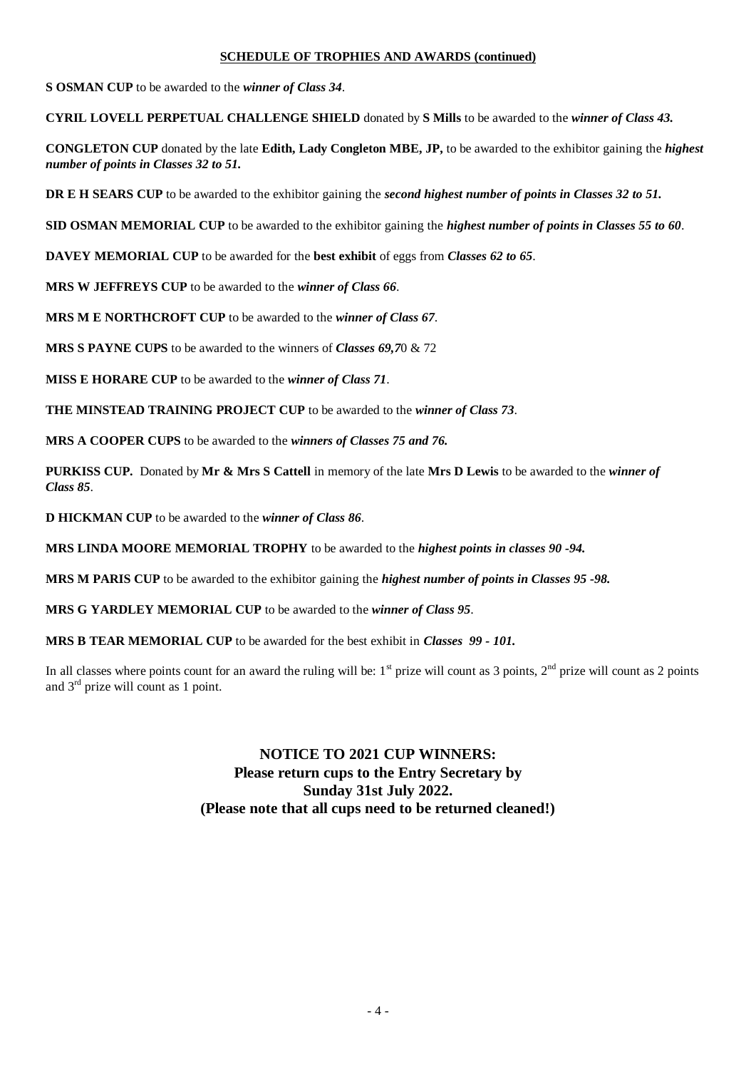## SCHEDULE OF TROPHIES AND AWARDS (continued)

**S OSMAN CUP** to be awarded to the ***winner of Class 34***.

**CYRIL LOVELL PERPETUAL CHALLENGE SHIELD** donated by **S Mills** to be awarded to the ***winner of Class 43.***

**CONGLETON CUP** donated by the late **Edith, Lady Congleton MBE, JP,** to be awarded to the exhibitor gaining the ***highest number of points in Classes 32 to 51.***

**DR E H SEARS CUP** to be awarded to the exhibitor gaining the ***second highest number of points in Classes 32 to 51.***

**SID OSMAN MEMORIAL CUP** to be awarded to the exhibitor gaining the ***highest number of points in Classes 55 to 60***.

**DAVEY MEMORIAL CUP** to be awarded for the **best exhibit** of eggs from ***Classes 62 to 65***.

**MRS W JEFFREYS CUP** to be awarded to the ***winner of Class 66***.

**MRS M E NORTHCROFT CUP** to be awarded to the ***winner of Class 67***.

**MRS S PAYNE CUPS** to be awarded to the winners of ***Classes 69,7***0 & 72

**MISS E HORARE CUP** to be awarded to the ***winner of Class 71***.

**THE MINSTEAD TRAINING PROJECT CUP** to be awarded to the ***winner of Class 73***.

**MRS A COOPER CUPS** to be awarded to the ***winners of Classes 75 and 76.***

**PURKISS CUP.** Donated by **Mr & Mrs S Cattell** in memory of the late **Mrs D Lewis** to be awarded to the ***winner of Class 85***.

**D HICKMAN CUP** to be awarded to the ***winner of Class 86***.

**MRS LINDA MOORE MEMORIAL TROPHY** to be awarded to the ***highest points in classes 90 -94.***

**MRS M PARIS CUP** to be awarded to the exhibitor gaining the ***highest number of points in Classes 95 -98.***

**MRS G YARDLEY MEMORIAL CUP** to be awarded to the ***winner of Class 95***.

**MRS B TEAR MEMORIAL CUP** to be awarded for the best exhibit in ***Classes 99 - 101.***

In all classes where points count for an award the ruling will be: 1st prize will count as 3 points, 2nd prize will count as 2 points and 3rd prize will count as 1 point.

**NOTICE TO 2021 CUP WINNERS:**
**Please return cups to the Entry Secretary by**
**Sunday 31st July 2022.**
**(Please note that all cups need to be returned cleaned!)**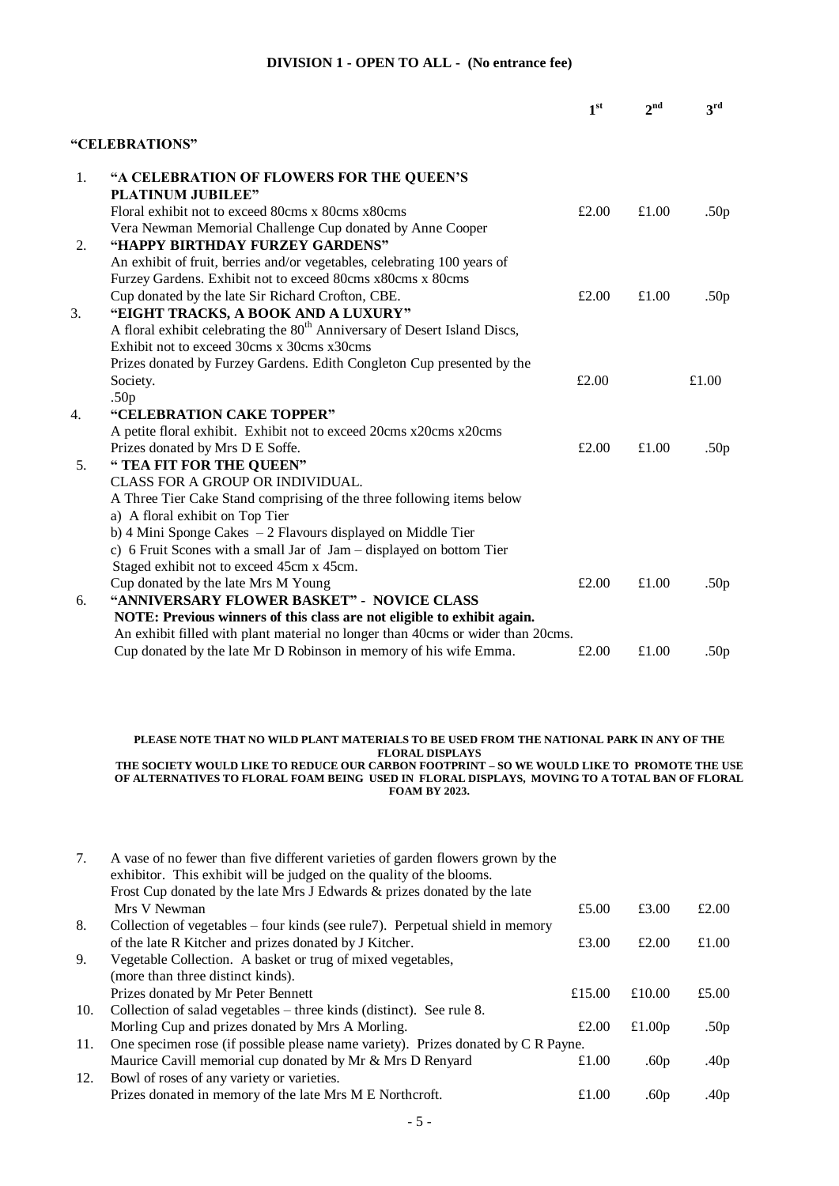## DIVISION 1 - OPEN TO ALL - (No entrance fee)

| | | 1st | 2nd | 3rd |
|---|---|---|---|---|
| | **"CELEBRATIONS"** | | | |
| 1. | **"A CELEBRATION OF FLOWERS FOR THE QUEEN'S PLATINUM JUBILEE"**<br>Floral exhibit not to exceed 80cms x 80cms x80cms<br>Vera Newman Memorial Challenge Cup donated by Anne Cooper | £2.00 | £1.00 | .50p |
| 2. | **"HAPPY BIRTHDAY FURZEY GARDENS"**<br>An exhibit of fruit, berries and/or vegetables, celebrating 100 years of Furzey Gardens. Exhibit not to exceed 80cms x80cms x 80cms<br>Cup donated by the late Sir Richard Crofton, CBE. | £2.00 | £1.00 | .50p |
| 3. | **"EIGHT TRACKS, A BOOK AND A LUXURY"**<br>A floral exhibit celebrating the 80th Anniversary of Desert Island Discs, Exhibit not to exceed 30cms x 30cms x30cms<br>Prizes donated by Furzey Gardens. Edith Congleton Cup presented by the Society.<br>.50p | £2.00 | | £1.00 |
| 4. | **"CELEBRATION CAKE TOPPER"**<br>A petite floral exhibit. Exhibit not to exceed 20cms x20cms x20cms<br>Prizes donated by Mrs D E Soffe. | £2.00 | £1.00 | .50p |
| 5. | **" TEA FIT FOR THE QUEEN"**<br>CLASS FOR A GROUP OR INDIVIDUAL.<br>A Three Tier Cake Stand comprising of the three following items below<br>a) A floral exhibit on Top Tier<br>b) 4 Mini Sponge Cakes – 2 Flavours displayed on Middle Tier<br>c) 6 Fruit Scones with a small Jar of Jam – displayed on bottom Tier<br>Staged exhibit not to exceed 45cm x 45cm.<br>Cup donated by the late Mrs M Young | £2.00 | £1.00 | .50p |
| 6. | **"ANNIVERSARY FLOWER BASKET" - NOVICE CLASS**<br>**NOTE: Previous winners of this class are not eligible to exhibit again.**<br>An exhibit filled with plant material no longer than 40cms or wider than 20cms.<br>Cup donated by the late Mr D Robinson in memory of his wife Emma. | £2.00 | £1.00 | .50p |

**PLEASE NOTE THAT NO WILD PLANT MATERIALS TO BE USED FROM THE NATIONAL PARK IN ANY OF THE FLORAL DISPLAYS**
**THE SOCIETY WOULD LIKE TO REDUCE OUR CARBON FOOTPRINT – SO WE WOULD LIKE TO PROMOTE THE USE OF ALTERNATIVES TO FLORAL FOAM BEING USED IN FLORAL DISPLAYS, MOVING TO A TOTAL BAN OF FLORAL FOAM BY 2023.**

| | | 1st | 2nd | 3rd |
|---|---|---|---|---|
| 7. | A vase of no fewer than five different varieties of garden flowers grown by the exhibitor. This exhibit will be judged on the quality of the blooms.<br>Frost Cup donated by the late Mrs J Edwards & prizes donated by the late Mrs V Newman | £5.00 | £3.00 | £2.00 |
| 8. | Collection of vegetables – four kinds (see rule7). Perpetual shield in memory of the late R Kitcher and prizes donated by J Kitcher. | £3.00 | £2.00 | £1.00 |
| 9. | Vegetable Collection. A basket or trug of mixed vegetables, (more than three distinct kinds).<br>Prizes donated by Mr Peter Bennett | £15.00 | £10.00 | £5.00 |
| 10. | Collection of salad vegetables – three kinds (distinct). See rule 8.<br>Morling Cup and prizes donated by Mrs A Morling. | £2.00 | £1.00p | .50p |
| 11. | One specimen rose (if possible please name variety). Prizes donated by C R Payne.<br>Maurice Cavill memorial cup donated by Mr & Mrs D Renyard | £1.00 | .60p | .40p |
| 12. | Bowl of roses of any variety or varieties.<br>Prizes donated in memory of the late Mrs M E Northcroft. | £1.00 | .60p | .40p |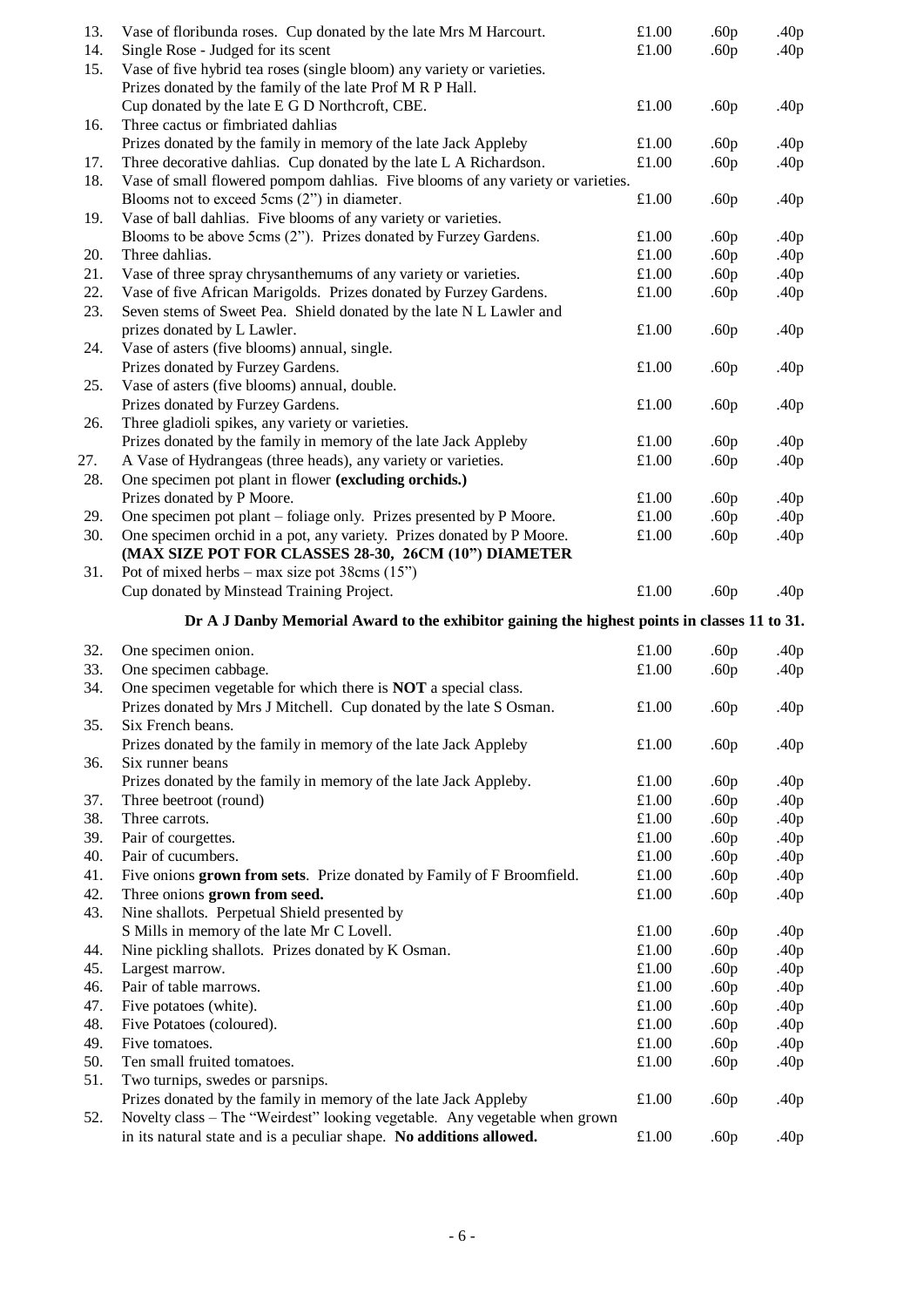| No. | Class | 1st | 2nd | 3rd |
|---|---|---|---|---|
| 13. | Vase of floribunda roses. Cup donated by the late Mrs M Harcourt. | £1.00 | .60p | .40p |
| 14. | Single Rose - Judged for its scent | £1.00 | .60p | .40p |
| 15. | Vase of five hybrid tea roses (single bloom) any variety or varieties. Prizes donated by the family of the late Prof M R P Hall. Cup donated by the late E G D Northcroft, CBE. | £1.00 | .60p | .40p |
| 16. | Three cactus or fimbriated dahlias Prizes donated by the family in memory of the late Jack Appleby | £1.00 | .60p | .40p |
| 17. | Three decorative dahlias. Cup donated by the late L A Richardson. | £1.00 | .60p | .40p |
| 18. | Vase of small flowered pompom dahlias. Five blooms of any variety or varieties. Blooms not to exceed 5cms (2") in diameter. | £1.00 | .60p | .40p |
| 19. | Vase of ball dahlias. Five blooms of any variety or varieties. Blooms to be above 5cms (2"). Prizes donated by Furzey Gardens. | £1.00 | .60p | .40p |
| 20. | Three dahlias. | £1.00 | .60p | .40p |
| 21. | Vase of three spray chrysanthemums of any variety or varieties. | £1.00 | .60p | .40p |
| 22. | Vase of five African Marigolds. Prizes donated by Furzey Gardens. | £1.00 | .60p | .40p |
| 23. | Seven stems of Sweet Pea. Shield donated by the late N L Lawler and prizes donated by L Lawler. | £1.00 | .60p | .40p |
| 24. | Vase of asters (five blooms) annual, single. Prizes donated by Furzey Gardens. | £1.00 | .60p | .40p |
| 25. | Vase of asters (five blooms) annual, double. Prizes donated by Furzey Gardens. | £1.00 | .60p | .40p |
| 26. | Three gladioli spikes, any variety or varieties. Prizes donated by the family in memory of the late Jack Appleby | £1.00 | .60p | .40p |
| 27. | A Vase of Hydrangeas (three heads), any variety or varieties. | £1.00 | .60p | .40p |
| 28. | One specimen pot plant in flower **(excluding orchids.)** Prizes donated by P Moore. | £1.00 | .60p | .40p |
| 29. | One specimen pot plant – foliage only. Prizes presented by P Moore. | £1.00 | .60p | .40p |
| 30. | One specimen orchid in a pot, any variety. Prizes donated by P Moore. **(MAX SIZE POT FOR CLASSES 28-30, 26CM (10") DIAMETER** | £1.00 | .60p | .40p |
| 31. | Pot of mixed herbs – max size pot 38cms (15") Cup donated by Minstead Training Project. | £1.00 | .60p | .40p |

**Dr A J Danby Memorial Award to the exhibitor gaining the highest points in classes 11 to 31.**

| No. | Class | 1st | 2nd | 3rd |
|---|---|---|---|---|
| 32. | One specimen onion. | £1.00 | .60p | .40p |
| 33. | One specimen cabbage. | £1.00 | .60p | .40p |
| 34. | One specimen vegetable for which there is **NOT** a special class. Prizes donated by Mrs J Mitchell. Cup donated by the late S Osman. | £1.00 | .60p | .40p |
| 35. | Six French beans. Prizes donated by the family in memory of the late Jack Appleby | £1.00 | .60p | .40p |
| 36. | Six runner beans Prizes donated by the family in memory of the late Jack Appleby. | £1.00 | .60p | .40p |
| 37. | Three beetroot (round) | £1.00 | .60p | .40p |
| 38. | Three carrots. | £1.00 | .60p | .40p |
| 39. | Pair of courgettes. | £1.00 | .60p | .40p |
| 40. | Pair of cucumbers. | £1.00 | .60p | .40p |
| 41. | Five onions **grown from sets**. Prize donated by Family of F Broomfield. | £1.00 | .60p | .40p |
| 42. | Three onions **grown from seed.** | £1.00 | .60p | .40p |
| 43. | Nine shallots. Perpetual Shield presented by S Mills in memory of the late Mr C Lovell. | £1.00 | .60p | .40p |
| 44. | Nine pickling shallots. Prizes donated by K Osman. | £1.00 | .60p | .40p |
| 45. | Largest marrow. | £1.00 | .60p | .40p |
| 46. | Pair of table marrows. | £1.00 | .60p | .40p |
| 47. | Five potatoes (white). | £1.00 | .60p | .40p |
| 48. | Five Potatoes (coloured). | £1.00 | .60p | .40p |
| 49. | Five tomatoes. | £1.00 | .60p | .40p |
| 50. | Ten small fruited tomatoes. | £1.00 | .60p | .40p |
| 51. | Two turnips, swedes or parsnips. Prizes donated by the family in memory of the late Jack Appleby | £1.00 | .60p | .40p |
| 52. | Novelty class – The "Weirdest" looking vegetable. Any vegetable when grown in its natural state and is a peculiar shape. **No additions allowed.** | £1.00 | .60p | .40p |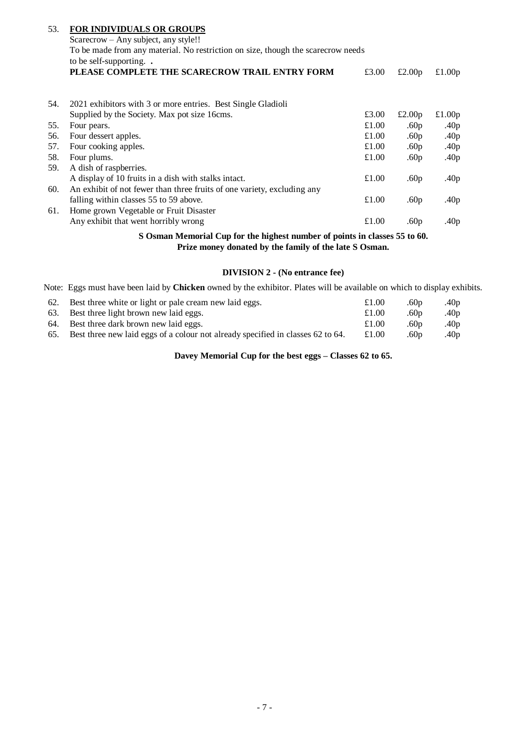| Class | Description | 1st | 2nd | 3rd |
|---|---|---|---|---|
| 53. | **FOR INDIVIDUALS OR GROUPS**<br>Scarecrow – Any subject, any style!!<br>To be made from any material. No restriction on size, though the scarecrow needs to be self-supporting. **.**<br>**PLEASE COMPLETE THE SCARECROW TRAIL ENTRY FORM** | £3.00 | £2.00p | £1.00p |
| 54. | 2021 exhibitors with 3 or more entries. Best Single Gladioli<br>Supplied by the Society. Max pot size 16cms. | £3.00 | £2.00p | £1.00p |
| 55. | Four pears. | £1.00 | .60p | .40p |
| 56. | Four dessert apples. | £1.00 | .60p | .40p |
| 57. | Four cooking apples. | £1.00 | .60p | .40p |
| 58. | Four plums. | £1.00 | .60p | .40p |
| 59. | A dish of raspberries.<br>A display of 10 fruits in a dish with stalks intact. | £1.00 | .60p | .40p |
| 60. | An exhibit of not fewer than three fruits of one variety, excluding any falling within classes 55 to 59 above. | £1.00 | .60p | .40p |
| 61. | Home grown Vegetable or Fruit Disaster<br>Any exhibit that went horribly wrong | £1.00 | .60p | .40p |

**S Osman Memorial Cup for the highest number of points in classes 55 to 60.**
**Prize money donated by the family of the late S Osman.**

### DIVISION 2 - (No entrance fee)

Note: Eggs must have been laid by **Chicken** owned by the exhibitor. Plates will be available on which to display exhibits.

| Class | Description | 1st | 2nd | 3rd |
|---|---|---|---|---|
| 62. | Best three white or light or pale cream new laid eggs. | £1.00 | .60p | .40p |
| 63. | Best three light brown new laid eggs. | £1.00 | .60p | .40p |
| 64. | Best three dark brown new laid eggs. | £1.00 | .60p | .40p |
| 65. | Best three new laid eggs of a colour not already specified in classes 62 to 64. | £1.00 | .60p | .40p |

**Davey Memorial Cup for the best eggs – Classes 62 to 65.**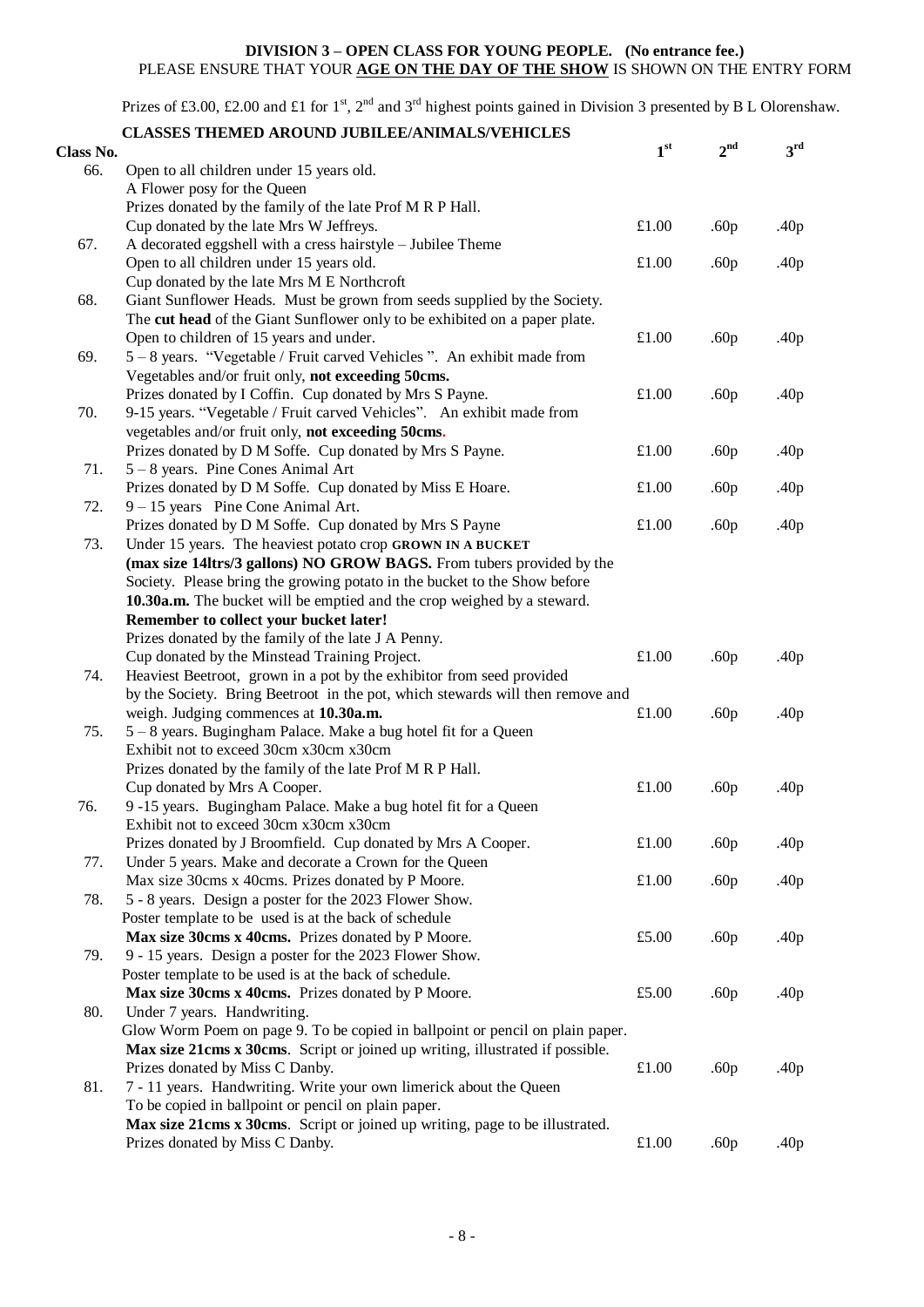## DIVISION 3 – OPEN CLASS FOR YOUNG PEOPLE. (No entrance fee.)

PLEASE ENSURE THAT YOUR **AGE ON THE DAY OF THE SHOW** IS SHOWN ON THE ENTRY FORM

Prizes of £3.00, £2.00 and £1 for 1st, 2nd and 3rd highest points gained in Division 3 presented by B L Olorenshaw.

### CLASSES THEMED AROUND JUBILEE/ANIMALS/VEHICLES

| Class No. | | 1st | 2nd | 3rd |
|---|---|---|---|---|
| 66. | Open to all children under 15 years old.<br>A Flower posy for the Queen<br>Prizes donated by the family of the late Prof M R P Hall.<br>Cup donated by the late Mrs W Jeffreys. | £1.00 | .60p | .40p |
| 67. | A decorated eggshell with a cress hairstyle – Jubilee Theme<br>Open to all children under 15 years old.<br>Cup donated by the late Mrs M E Northcroft | £1.00 | .60p | .40p |
| 68. | Giant Sunflower Heads. Must be grown from seeds supplied by the Society.<br>The **cut head** of the Giant Sunflower only to be exhibited on a paper plate.<br>Open to children of 15 years and under. | £1.00 | .60p | .40p |
| 69. | 5 – 8 years. "Vegetable / Fruit carved Vehicles ". An exhibit made from Vegetables and/or fruit only, **not exceeding 50cms.**<br>Prizes donated by I Coffin. Cup donated by Mrs S Payne. | £1.00 | .60p | .40p |
| 70. | 9-15 years. "Vegetable / Fruit carved Vehicles". An exhibit made from vegetables and/or fruit only, **not exceeding 50cms.**<br>Prizes donated by D M Soffe. Cup donated by Mrs S Payne. | £1.00 | .60p | .40p |
| 71. | 5 – 8 years. Pine Cones Animal Art<br>Prizes donated by D M Soffe. Cup donated by Miss E Hoare. | £1.00 | .60p | .40p |
| 72. | 9 – 15 years Pine Cone Animal Art.<br>Prizes donated by D M Soffe. Cup donated by Mrs S Payne | £1.00 | .60p | .40p |
| 73. | Under 15 years. The heaviest potato crop **GROWN IN A BUCKET (max size 14ltrs/3 gallons) NO GROW BAGS.** From tubers provided by the Society. Please bring the growing potato in the bucket to the Show before **10.30a.m.** The bucket will be emptied and the crop weighed by a steward.<br>**Remember to collect your bucket later!**<br>Prizes donated by the family of the late J A Penny.<br>Cup donated by the Minstead Training Project. | £1.00 | .60p | .40p |
| 74. | Heaviest Beetroot, grown in a pot by the exhibitor from seed provided by the Society. Bring Beetroot in the pot, which stewards will then remove and weigh. Judging commences at **10.30a.m.** | £1.00 | .60p | .40p |
| 75. | 5 – 8 years. Bugingham Palace. Make a bug hotel fit for a Queen<br>Exhibit not to exceed 30cm x30cm x30cm<br>Prizes donated by the family of the late Prof M R P Hall.<br>Cup donated by Mrs A Cooper. | £1.00 | .60p | .40p |
| 76. | 9 -15 years. Bugingham Palace. Make a bug hotel fit for a Queen<br>Exhibit not to exceed 30cm x30cm x30cm<br>Prizes donated by J Broomfield. Cup donated by Mrs A Cooper. | £1.00 | .60p | .40p |
| 77. | Under 5 years. Make and decorate a Crown for the Queen<br>Max size 30cms x 40cms. Prizes donated by P Moore. | £1.00 | .60p | .40p |
| 78. | 5 - 8 years. Design a poster for the 2023 Flower Show.<br>Poster template to be used is at the back of schedule<br>**Max size 30cms x 40cms.** Prizes donated by P Moore. | £5.00 | .60p | .40p |
| 79. | 9 - 15 years. Design a poster for the 2023 Flower Show.<br>Poster template to be used is at the back of schedule.<br>**Max size 30cms x 40cms.** Prizes donated by P Moore. | £5.00 | .60p | .40p |
| 80. | Under 7 years. Handwriting.<br>Glow Worm Poem on page 9. To be copied in ballpoint or pencil on plain paper.<br>**Max size 21cms x 30cms**. Script or joined up writing, illustrated if possible.<br>Prizes donated by Miss C Danby. | £1.00 | .60p | .40p |
| 81. | 7 - 11 years. Handwriting. Write your own limerick about the Queen<br>To be copied in ballpoint or pencil on plain paper.<br>**Max size 21cms x 30cms**. Script or joined up writing, page to be illustrated.<br>Prizes donated by Miss C Danby. | £1.00 | .60p | .40p |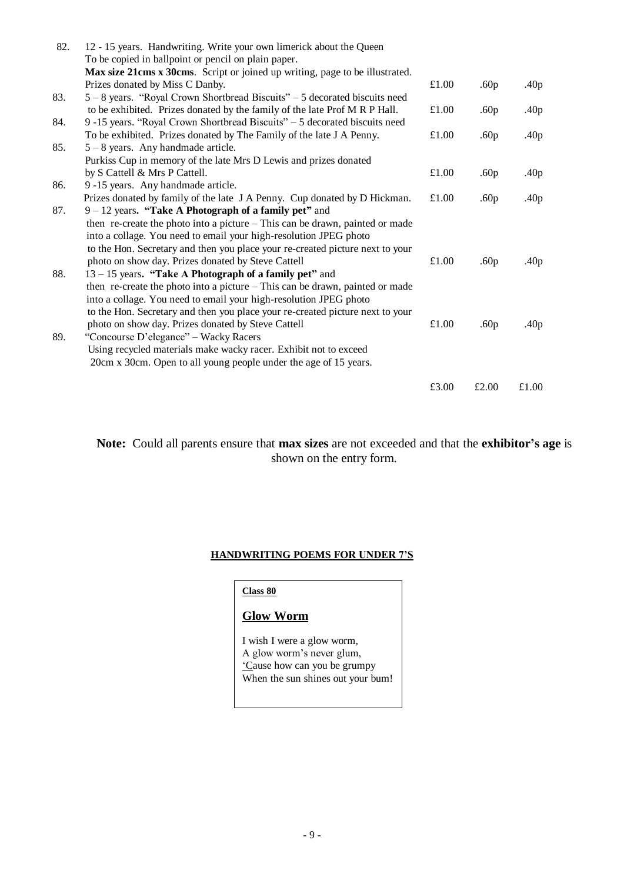| No. | Class | 1st | 2nd | 3rd |
|---|---|---|---|---|
| 82. | 12 - 15 years. Handwriting. Write your own limerick about the Queen To be copied in ballpoint or pencil on plain paper. **Max size 21cms x 30cms**. Script or joined up writing, page to be illustrated. Prizes donated by Miss C Danby. | £1.00 | .60p | .40p |
| 83. | 5 – 8 years. "Royal Crown Shortbread Biscuits" – 5 decorated biscuits need to be exhibited. Prizes donated by the family of the late Prof M R P Hall. | £1.00 | .60p | .40p |
| 84. | 9 -15 years. "Royal Crown Shortbread Biscuits" – 5 decorated biscuits need To be exhibited. Prizes donated by The Family of the late J A Penny. | £1.00 | .60p | .40p |
| 85. | 5 – 8 years. Any handmade article. Purkiss Cup in memory of the late Mrs D Lewis and prizes donated by S Cattell & Mrs P Cattell. | £1.00 | .60p | .40p |
| 86. | 9 -15 years. Any handmade article. Prizes donated by family of the late J A Penny. Cup donated by D Hickman. | £1.00 | .60p | .40p |
| 87. | 9 – 12 years**. "Take A Photograph of a family pet"** and then re-create the photo into a picture – This can be drawn, painted or made into a collage. You need to email your high-resolution JPEG photo to the Hon. Secretary and then you place your re-created picture next to your photo on show day. Prizes donated by Steve Cattell | £1.00 | .60p | .40p |
| 88. | 13 – 15 years**. "Take A Photograph of a family pet"** and then re-create the photo into a picture – This can be drawn, painted or made into a collage. You need to email your high-resolution JPEG photo to the Hon. Secretary and then you place your re-created picture next to your photo on show day. Prizes donated by Steve Cattell | £1.00 | .60p | .40p |
| 89. | "Concourse D'elegance" – Wacky Racers Using recycled materials make wacky racer. Exhibit not to exceed 20cm x 30cm. Open to all young people under the age of 15 years. | £3.00 | £2.00 | £1.00 |

**Note:** Could all parents ensure that **max sizes** are not exceeded and that the **exhibitor's age** is shown on the entry form.

## HANDWRITING POEMS FOR UNDER 7'S

**Class 80**

### Glow Worm

I wish I were a glow worm,
A glow worm's never glum,
'Cause how can you be grumpy
When the sun shines out your bum!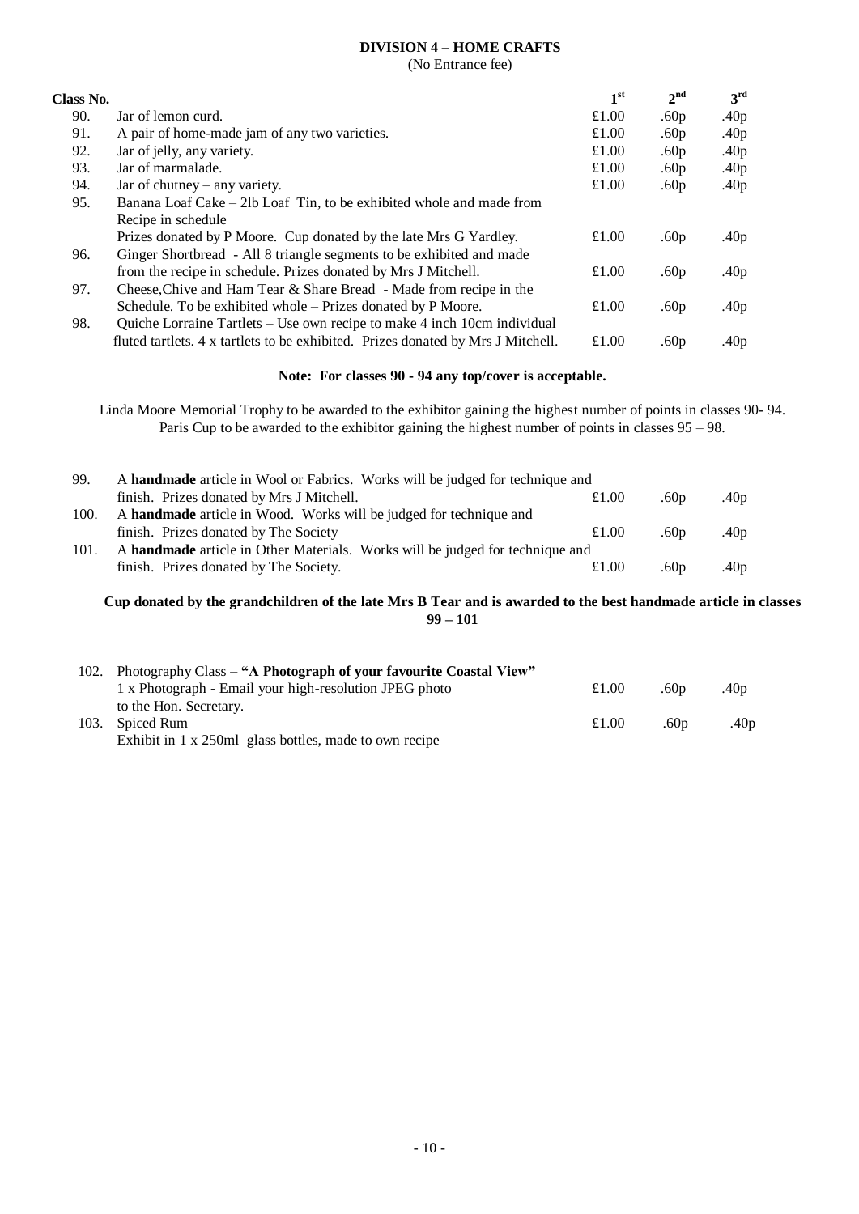## DIVISION 4 – HOME CRAFTS

(No Entrance fee)

| Class No. | | 1st | 2nd | 3rd |
|---|---|---|---|---|
| 90. | Jar of lemon curd. | £1.00 | .60p | .40p |
| 91. | A pair of home-made jam of any two varieties. | £1.00 | .60p | .40p |
| 92. | Jar of jelly, any variety. | £1.00 | .60p | .40p |
| 93. | Jar of marmalade. | £1.00 | .60p | .40p |
| 94. | Jar of chutney – any variety. | £1.00 | .60p | .40p |
| 95. | Banana Loaf Cake – 2lb Loaf Tin, to be exhibited whole and made from Recipe in schedule Prizes donated by P Moore. Cup donated by the late Mrs G Yardley. | £1.00 | .60p | .40p |
| 96. | Ginger Shortbread - All 8 triangle segments to be exhibited and made from the recipe in schedule. Prizes donated by Mrs J Mitchell. | £1.00 | .60p | .40p |
| 97. | Cheese,Chive and Ham Tear & Share Bread - Made from recipe in the Schedule. To be exhibited whole – Prizes donated by P Moore. | £1.00 | .60p | .40p |
| 98. | Quiche Lorraine Tartlets – Use own recipe to make 4 inch 10cm individual fluted tartlets. 4 x tartlets to be exhibited. Prizes donated by Mrs J Mitchell. | £1.00 | .60p | .40p |

**Note: For classes 90 - 94 any top/cover is acceptable.**

Linda Moore Memorial Trophy to be awarded to the exhibitor gaining the highest number of points in classes 90- 94.
Paris Cup to be awarded to the exhibitor gaining the highest number of points in classes 95 – 98.

| Class No. | | 1st | 2nd | 3rd |
|---|---|---|---|---|
| 99. | A **handmade** article in Wool or Fabrics. Works will be judged for technique and finish. Prizes donated by Mrs J Mitchell. | £1.00 | .60p | .40p |
| 100. | A **handmade** article in Wood. Works will be judged for technique and finish. Prizes donated by The Society | £1.00 | .60p | .40p |
| 101. | A **handmade** article in Other Materials. Works will be judged for technique and finish. Prizes donated by The Society. | £1.00 | .60p | .40p |

**Cup donated by the grandchildren of the late Mrs B Tear and is awarded to the best handmade article in classes 99 – 101**

| Class No. | | 1st | 2nd | 3rd |
|---|---|---|---|---|
| 102. | Photography Class – **"A Photograph of your favourite Coastal View"** 1 x Photograph - Email your high-resolution JPEG photo to the Hon. Secretary. | £1.00 | .60p | .40p |
| 103. | Spiced Rum Exhibit in 1 x 250ml glass bottles, made to own recipe | £1.00 | .60p | .40p |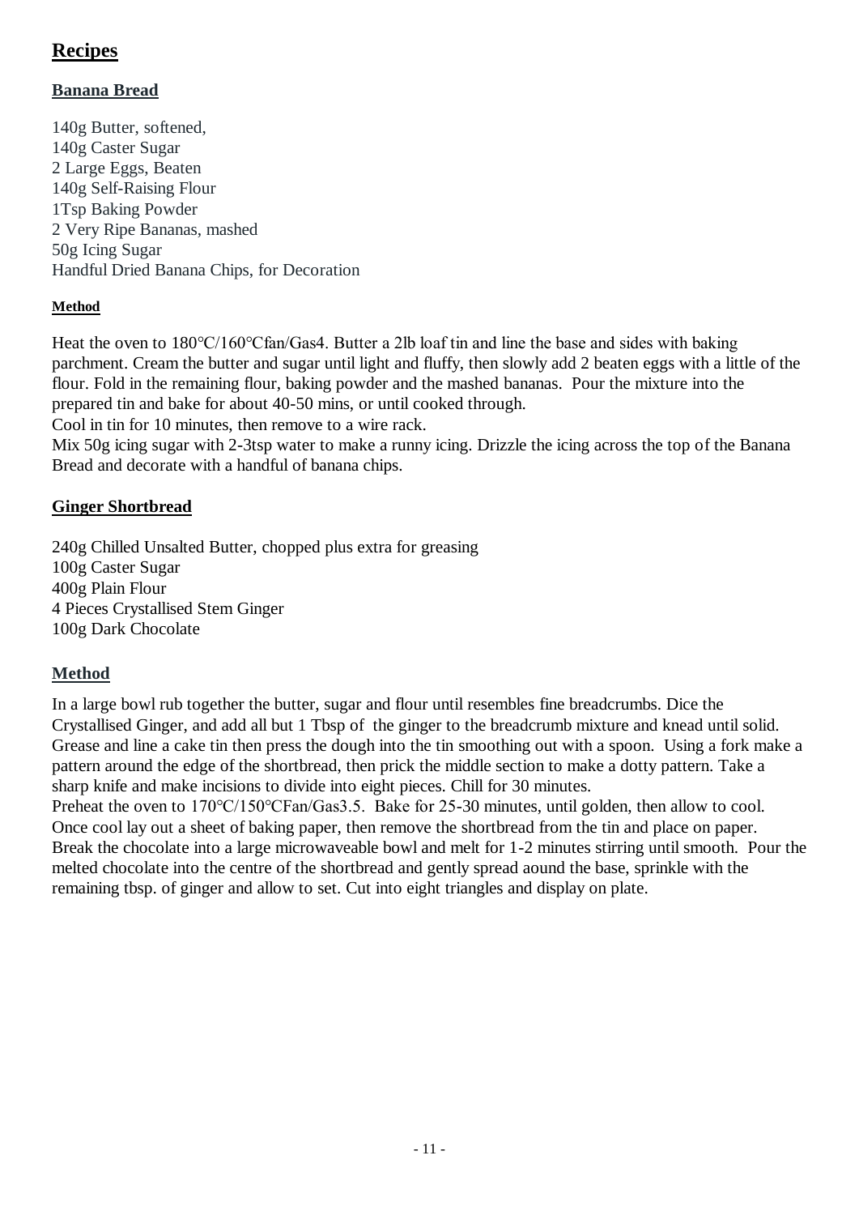# Recipes

## Banana Bread

140g Butter, softened,
140g Caster Sugar
2 Large Eggs, Beaten
140g Self-Raising Flour
1Tsp Baking Powder
2 Very Ripe Bananas, mashed
50g Icing Sugar
Handful Dried Banana Chips, for Decoration

### Method

Heat the oven to 180°C/160°Cfan/Gas4. Butter a 2lb loaf tin and line the base and sides with baking parchment. Cream the butter and sugar until light and fluffy, then slowly add 2 beaten eggs with a little of the flour. Fold in the remaining flour, baking powder and the mashed bananas. Pour the mixture into the prepared tin and bake for about 40-50 mins, or until cooked through.
Cool in tin for 10 minutes, then remove to a wire rack.
Mix 50g icing sugar with 2-3tsp water to make a runny icing. Drizzle the icing across the top of the Banana Bread and decorate with a handful of banana chips.

## Ginger Shortbread

240g Chilled Unsalted Butter, chopped plus extra for greasing
100g Caster Sugar
400g Plain Flour
4 Pieces Crystallised Stem Ginger
100g Dark Chocolate

### Method

In a large bowl rub together the butter, sugar and flour until resembles fine breadcrumbs. Dice the Crystallised Ginger, and add all but 1 Tbsp of the ginger to the breadcrumb mixture and knead until solid. Grease and line a cake tin then press the dough into the tin smoothing out with a spoon. Using a fork make a pattern around the edge of the shortbread, then prick the middle section to make a dotty pattern. Take a sharp knife and make incisions to divide into eight pieces. Chill for 30 minutes.
Preheat the oven to 170°C/150°CFan/Gas3.5. Bake for 25-30 minutes, until golden, then allow to cool. Once cool lay out a sheet of baking paper, then remove the shortbread from the tin and place on paper. Break the chocolate into a large microwaveable bowl and melt for 1-2 minutes stirring until smooth. Pour the melted chocolate into the centre of the shortbread and gently spread aound the base, sprinkle with the remaining tbsp. of ginger and allow to set. Cut into eight triangles and display on plate.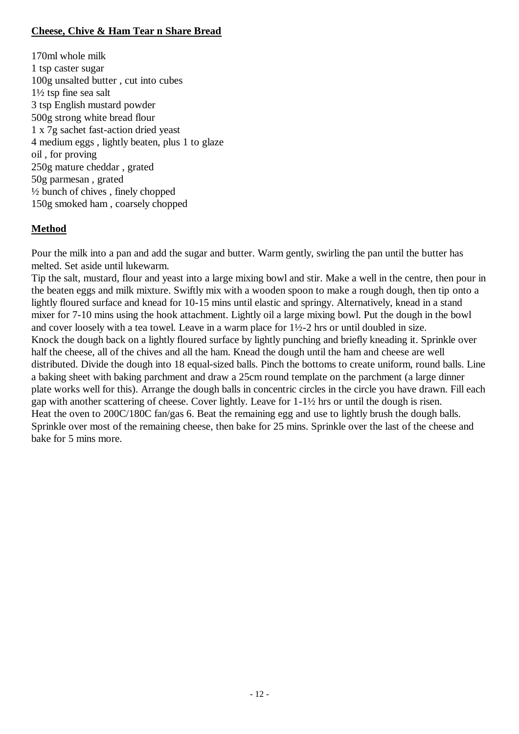**Cheese, Chive & Ham Tear n Share Bread**

170ml whole milk
1 tsp caster sugar
100g unsalted butter , cut into cubes
1½ tsp fine sea salt
3 tsp English mustard powder
500g strong white bread flour
1 x 7g sachet fast-action dried yeast
4 medium eggs , lightly beaten, plus 1 to glaze
oil , for proving
250g mature cheddar , grated
50g parmesan , grated
½ bunch of chives , finely chopped
150g smoked ham , coarsely chopped

**Method**

Pour the milk into a pan and add the sugar and butter. Warm gently, swirling the pan until the butter has melted. Set aside until lukewarm.
Tip the salt, mustard, flour and yeast into a large mixing bowl and stir. Make a well in the centre, then pour in the beaten eggs and milk mixture. Swiftly mix with a wooden spoon to make a rough dough, then tip onto a lightly floured surface and knead for 10-15 mins until elastic and springy. Alternatively, knead in a stand mixer for 7-10 mins using the hook attachment. Lightly oil a large mixing bowl. Put the dough in the bowl and cover loosely with a tea towel. Leave in a warm place for 1½-2 hrs or until doubled in size.
Knock the dough back on a lightly floured surface by lightly punching and briefly kneading it. Sprinkle over half the cheese, all of the chives and all the ham. Knead the dough until the ham and cheese are well distributed. Divide the dough into 18 equal-sized balls. Pinch the bottoms to create uniform, round balls. Line a baking sheet with baking parchment and draw a 25cm round template on the parchment (a large dinner plate works well for this). Arrange the dough balls in concentric circles in the circle you have drawn. Fill each gap with another scattering of cheese. Cover lightly. Leave for 1-1½ hrs or until the dough is risen.
Heat the oven to 200C/180C fan/gas 6. Beat the remaining egg and use to lightly brush the dough balls. Sprinkle over most of the remaining cheese, then bake for 25 mins. Sprinkle over the last of the cheese and bake for 5 mins more.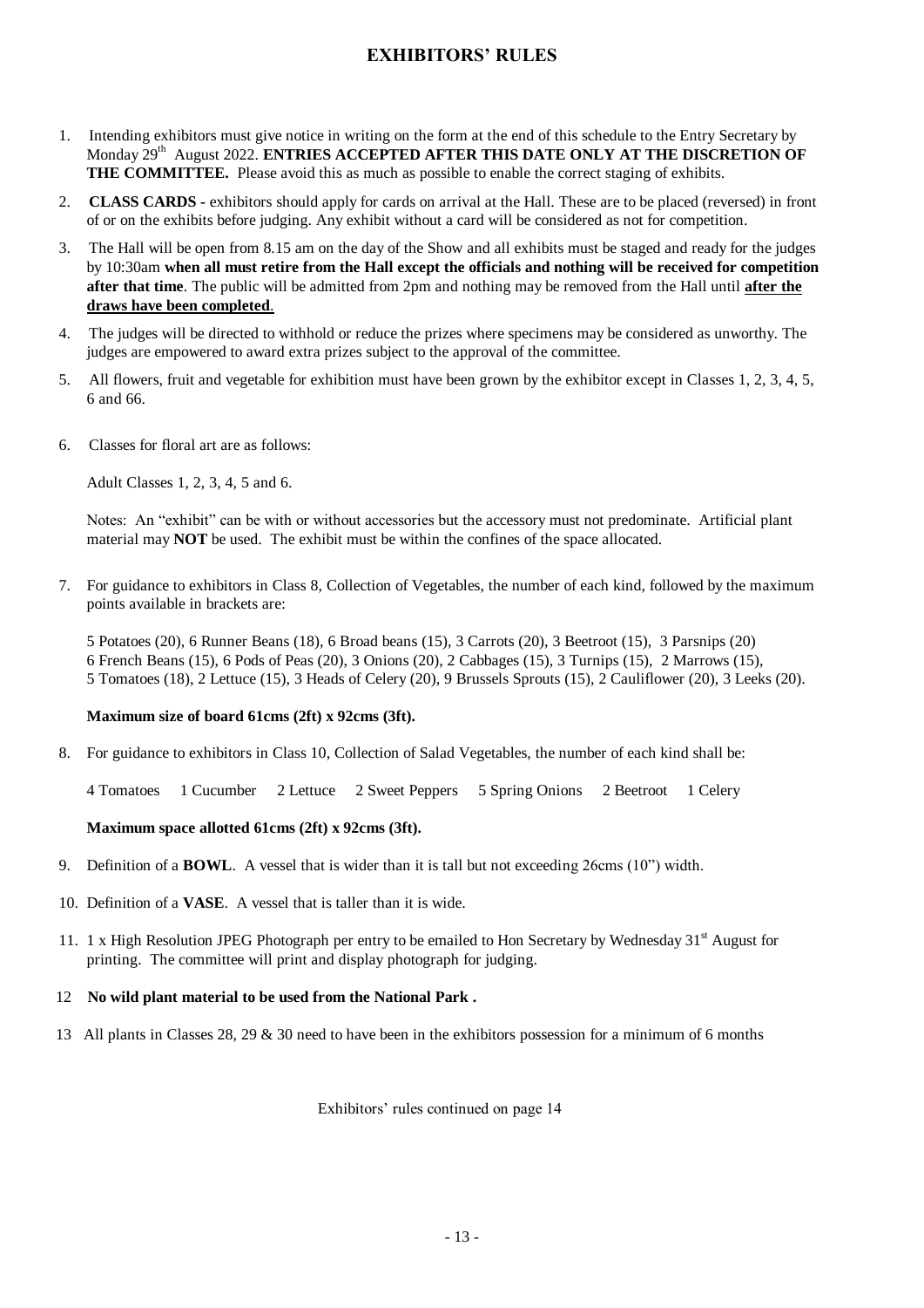# EXHIBITORS' RULES

1. Intending exhibitors must give notice in writing on the form at the end of this schedule to the Entry Secretary by Monday 29th August 2022. **ENTRIES ACCEPTED AFTER THIS DATE ONLY AT THE DISCRETION OF THE COMMITTEE.** Please avoid this as much as possible to enable the correct staging of exhibits.

2. **CLASS CARDS -** exhibitors should apply for cards on arrival at the Hall. These are to be placed (reversed) in front of or on the exhibits before judging. Any exhibit without a card will be considered as not for competition.

3. The Hall will be open from 8.15 am on the day of the Show and all exhibits must be staged and ready for the judges by 10:30am **when all must retire from the Hall except the officials and nothing will be received for competition after that time**. The public will be admitted from 2pm and nothing may be removed from the Hall until **after the draws have been completed**.

4. The judges will be directed to withhold or reduce the prizes where specimens may be considered as unworthy. The judges are empowered to award extra prizes subject to the approval of the committee.

5. All flowers, fruit and vegetable for exhibition must have been grown by the exhibitor except in Classes 1, 2, 3, 4, 5, 6 and 66.

6. Classes for floral art are as follows:

   Adult Classes 1, 2, 3, 4, 5 and 6.

   Notes: An "exhibit" can be with or without accessories but the accessory must not predominate. Artificial plant material may **NOT** be used. The exhibit must be within the confines of the space allocated.

7. For guidance to exhibitors in Class 8, Collection of Vegetables, the number of each kind, followed by the maximum points available in brackets are:

   5 Potatoes (20), 6 Runner Beans (18), 6 Broad beans (15), 3 Carrots (20), 3 Beetroot (15), 3 Parsnips (20)
   6 French Beans (15), 6 Pods of Peas (20), 3 Onions (20), 2 Cabbages (15), 3 Turnips (15), 2 Marrows (15),
   5 Tomatoes (18), 2 Lettuce (15), 3 Heads of Celery (20), 9 Brussels Sprouts (15), 2 Cauliflower (20), 3 Leeks (20).

   **Maximum size of board 61cms (2ft) x 92cms (3ft).**

8. For guidance to exhibitors in Class 10, Collection of Salad Vegetables, the number of each kind shall be:

   4 Tomatoes  1 Cucumber  2 Lettuce  2 Sweet Peppers  5 Spring Onions  2 Beetroot  1 Celery

   **Maximum space allotted 61cms (2ft) x 92cms (3ft).**

9. Definition of a **BOWL**. A vessel that is wider than it is tall but not exceeding 26cms (10") width.

10. Definition of a **VASE**. A vessel that is taller than it is wide.

11. 1 x High Resolution JPEG Photograph per entry to be emailed to Hon Secretary by Wednesday 31st August for printing. The committee will print and display photograph for judging.

12. **No wild plant material to be used from the National Park .**

13. All plants in Classes 28, 29 & 30 need to have been in the exhibitors possession for a minimum of 6 months

Exhibitors' rules continued on page 14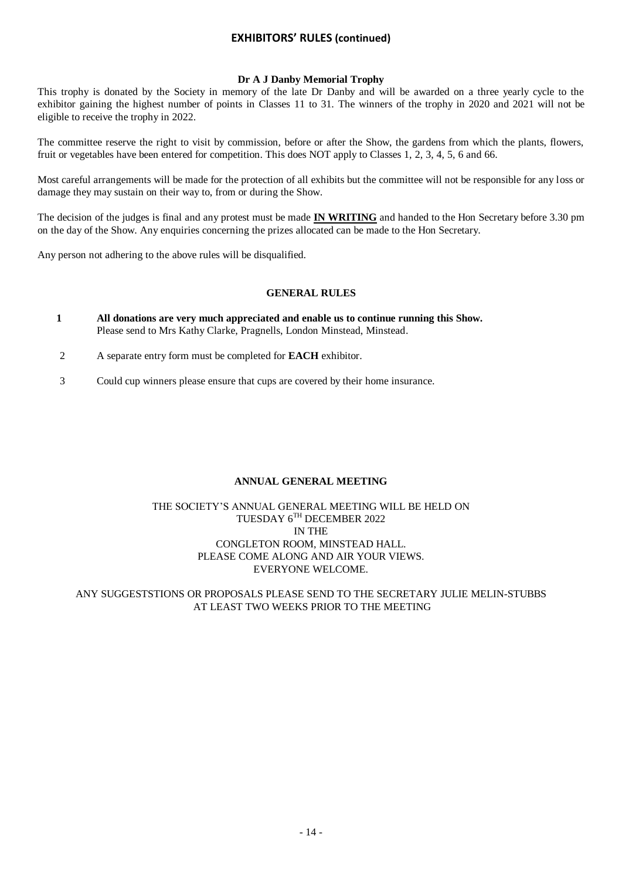## EXHIBITORS' RULES (continued)

**Dr A J Danby Memorial Trophy**

This trophy is donated by the Society in memory of the late Dr Danby and will be awarded on a three yearly cycle to the exhibitor gaining the highest number of points in Classes 11 to 31. The winners of the trophy in 2020 and 2021 will not be eligible to receive the trophy in 2022.

The committee reserve the right to visit by commission, before or after the Show, the gardens from which the plants, flowers, fruit or vegetables have been entered for competition. This does NOT apply to Classes 1, 2, 3, 4, 5, 6 and 66.

Most careful arrangements will be made for the protection of all exhibits but the committee will not be responsible for any loss or damage they may sustain on their way to, from or during the Show.

The decision of the judges is final and any protest must be made **IN WRITING** and handed to the Hon Secretary before 3.30 pm on the day of the Show. Any enquiries concerning the prizes allocated can be made to the Hon Secretary.

Any person not adhering to the above rules will be disqualified.

### GENERAL RULES

1. **All donations are very much appreciated and enable us to continue running this Show.** Please send to Mrs Kathy Clarke, Pragnells, London Minstead, Minstead.
2. A separate entry form must be completed for **EACH** exhibitor.
3. Could cup winners please ensure that cups are covered by their home insurance.

### ANNUAL GENERAL MEETING

THE SOCIETY'S ANNUAL GENERAL MEETING WILL BE HELD ON
TUESDAY 6TH DECEMBER 2022
IN THE
CONGLETON ROOM, MINSTEAD HALL.
PLEASE COME ALONG AND AIR YOUR VIEWS.
EVERYONE WELCOME.

ANY SUGGESTSTIONS OR PROPOSALS PLEASE SEND TO THE SECRETARY JULIE MELIN-STUBBS AT LEAST TWO WEEKS PRIOR TO THE MEETING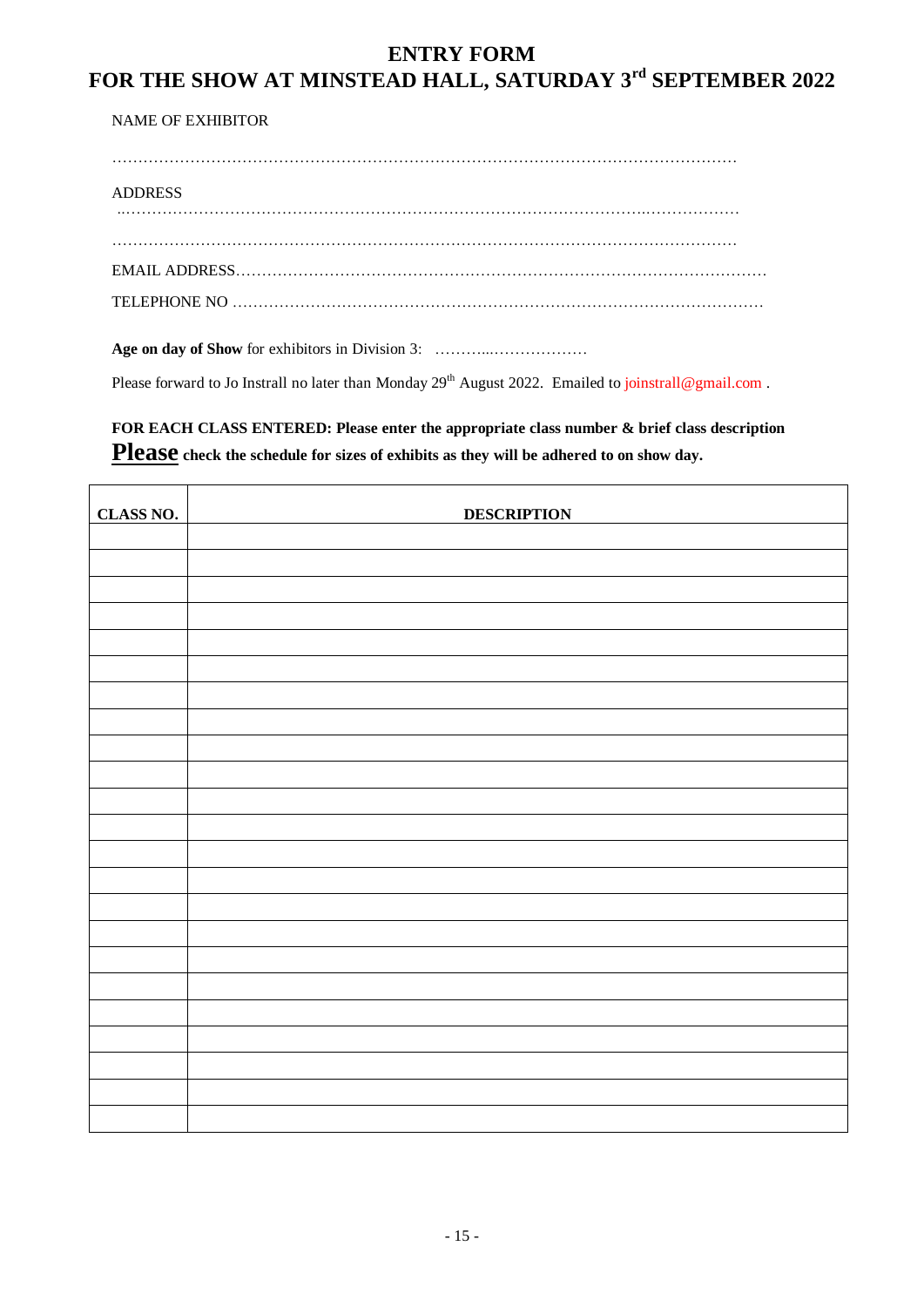# ENTRY FORM
# FOR THE SHOW AT MINSTEAD HALL, SATURDAY 3rd SEPTEMBER 2022

NAME OF EXHIBITOR

…………………………………………………………………………………………………………

ADDRESS

..………………………………………………………………………………………..………………

…………………………………………………………………………………………………………

EMAIL ADDRESS…………………………………………………………………………………………

TELEPHONE NO …………………………………………………………………………………………

**Age on day of Show** for exhibitors in Division 3: ………..………………

Please forward to Jo Instrall no later than Monday 29th August 2022. Emailed to joinstrall@gmail.com .

**FOR EACH CLASS ENTERED: Please enter the appropriate class number & brief class description**

**Please check the schedule for sizes of exhibits as they will be adhered to on show day.**

| CLASS NO. | DESCRIPTION |
|---|---|
| | |
| | |
| | |
| | |
| | |
| | |
| | |
| | |
| | |
| | |
| | |
| | |
| | |
| | |
| | |
| | |
| | |
| | |
| | |
| | |
| | |
| | |
| | |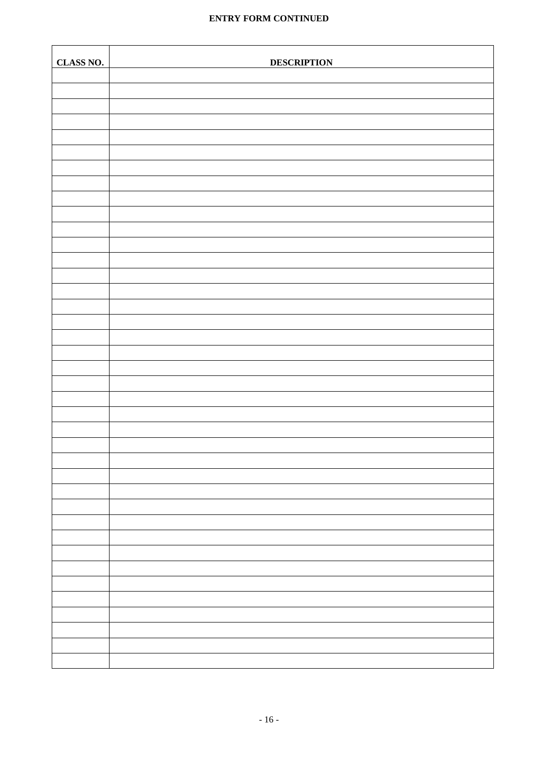**ENTRY FORM CONTINUED**

| CLASS NO. | DESCRIPTION |
|---|---|
| | |
| | |
| | |
| | |
| | |
| | |
| | |
| | |
| | |
| | |
| | |
| | |
| | |
| | |
| | |
| | |
| | |
| | |
| | |
| | |
| | |
| | |
| | |
| | |
| | |
| | |
| | |
| | |
| | |
| | |
| | |
| | |
| | |
| | |
| | |
| | |
| | |
| | |
| | |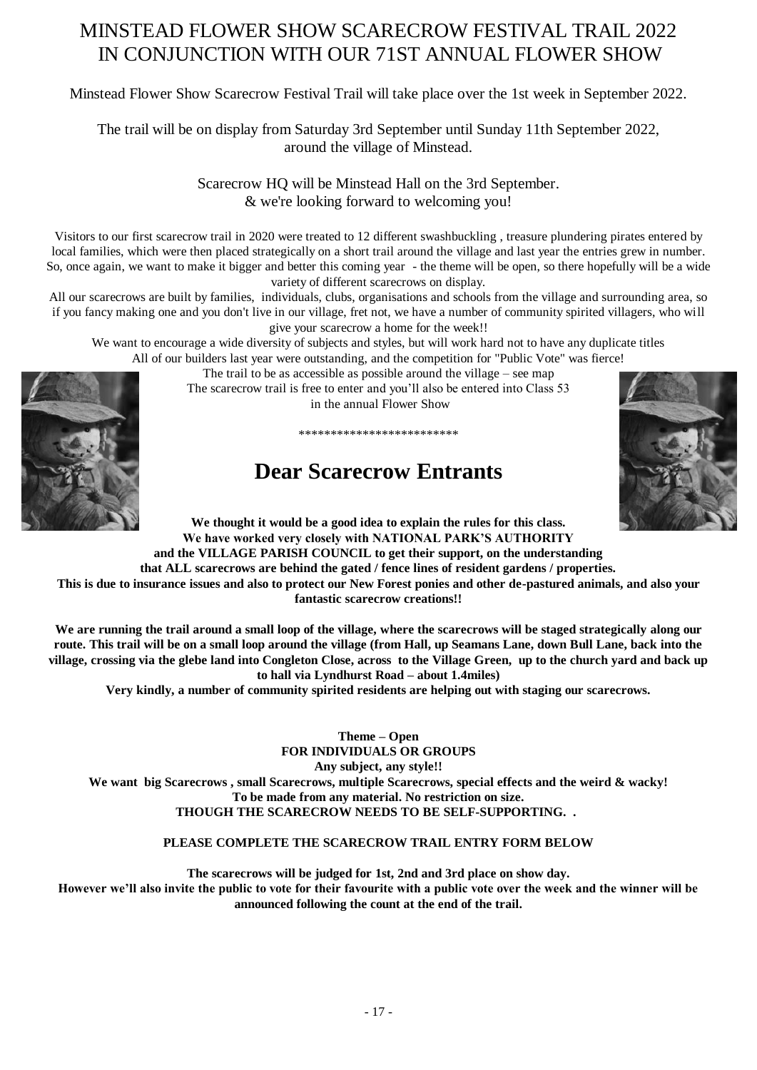# MINSTEAD FLOWER SHOW SCARECROW FESTIVAL TRAIL 2022
# IN CONJUNCTION WITH OUR 71ST ANNUAL FLOWER SHOW

Minstead Flower Show Scarecrow Festival Trail will take place over the 1st week in September 2022.

The trail will be on display from Saturday 3rd September until Sunday 11th September 2022, around the village of Minstead.

Scarecrow HQ will be Minstead Hall on the 3rd September.
& we're looking forward to welcoming you!

Visitors to our first scarecrow trail in 2020 were treated to 12 different swashbuckling , treasure plundering pirates entered by local families, which were then placed strategically on a short trail around the village and last year the entries grew in number. So, once again, we want to make it bigger and better this coming year - the theme will be open, so there hopefully will be a wide variety of different scarecrows on display.

All our scarecrows are built by families, individuals, clubs, organisations and schools from the village and surrounding area, so if you fancy making one and you don't live in our village, fret not, we have a number of community spirited villagers, who will give your scarecrow a home for the week!!

We want to encourage a wide diversity of subjects and styles, but will work hard not to have any duplicate titles

All of our builders last year were outstanding, and the competition for "Public Vote" was fierce!

The trail to be as accessible as possible around the village – see map

The scarecrow trail is free to enter and you'll also be entered into Class 53 in the annual Flower Show

\*\*\*\*\*\*\*\*\*\*\*\*\*\*\*\*\*\*\*\*\*\*\*\*\*

## Dear Scarecrow Entrants

**We thought it would be a good idea to explain the rules for this class.**
**We have worked very closely with NATIONAL PARK'S AUTHORITY and the VILLAGE PARISH COUNCIL to get their support, on the understanding that ALL scarecrows are behind the gated / fence lines of resident gardens / properties.**
**This is due to insurance issues and also to protect our New Forest ponies and other de-pastured animals, and also your fantastic scarecrow creations!!**

**We are running the trail around a small loop of the village, where the scarecrows will be staged strategically along our route. This trail will be on a small loop around the village (from Hall, up Seamans Lane, down Bull Lane, back into the village, crossing via the glebe land into Congleton Close, across to the Village Green, up to the church yard and back up to hall via Lyndhurst Road – about 1.4miles)**

**Very kindly, a number of community spirited residents are helping out with staging our scarecrows.**

**Theme – Open**
**FOR INDIVIDUALS OR GROUPS**
**Any subject, any style!!**
**We want big Scarecrows , small Scarecrows, multiple Scarecrows, special effects and the weird & wacky!**
**To be made from any material. No restriction on size.**
**THOUGH THE SCARECROW NEEDS TO BE SELF-SUPPORTING. .**

**PLEASE COMPLETE THE SCARECROW TRAIL ENTRY FORM BELOW**

**The scarecrows will be judged for 1st, 2nd and 3rd place on show day.**
**However we'll also invite the public to vote for their favourite with a public vote over the week and the winner will be announced following the count at the end of the trail.**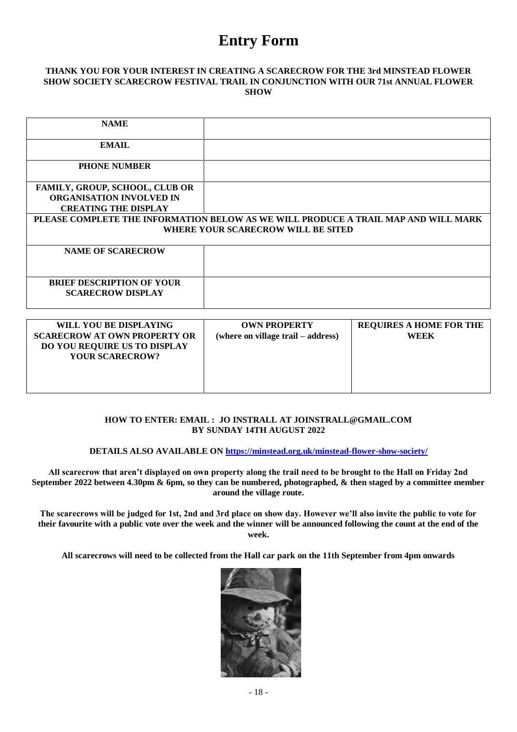# Entry Form

**THANK YOU FOR YOUR INTEREST IN CREATING A SCARECROW FOR THE 3rd MINSTEAD FLOWER SHOW SOCIETY SCARECROW FESTIVAL TRAIL IN CONJUNCTION WITH OUR 71st ANNUAL FLOWER SHOW**

| | |
|---|---|
| **NAME** | |
| **EMAIL** | |
| **PHONE NUMBER** | |
| **FAMILY, GROUP, SCHOOL, CLUB OR ORGANISATION INVOLVED IN CREATING THE DISPLAY** | |
| **PLEASE COMPLETE THE INFORMATION BELOW AS WE WILL PRODUCE A TRAIL MAP AND WILL MARK WHERE YOUR SCARECROW WILL BE SITED** | |
| **NAME OF SCARECROW** | |
| **BRIEF DESCRIPTION OF YOUR SCARECROW DISPLAY** | |

| **WILL YOU BE DISPLAYING SCARECROW AT OWN PROPERTY OR DO YOU REQUIRE US TO DISPLAY YOUR SCARECROW?** | **OWN PROPERTY (where on village trail – address)** | **REQUIRES A HOME FOR THE WEEK** |
|---|---|---|
| | | |

**HOW TO ENTER: EMAIL : JO INSTRALL AT JOINSTRALL@GMAIL.COM BY SUNDAY 14TH AUGUST 2022**

**DETAILS ALSO AVAILABLE ON [https://minstead.org.uk/minstead-flower-show-society/](https://minstead.org.uk/minstead-flower-show-society/)**

**All scarecrow that aren't displayed on own property along the trail need to be brought to the Hall on Friday 2nd September 2022 between 4.30pm & 6pm, so they can be numbered, photographed, & then staged by a committee member around the village route.**

**The scarecrows will be judged for 1st, 2nd and 3rd place on show day. However we'll also invite the public to vote for their favourite with a public vote over the week and the winner will be announced following the count at the end of the week.**

**All scarecrows will need to be collected from the Hall car park on the 11th September from 4pm onwards**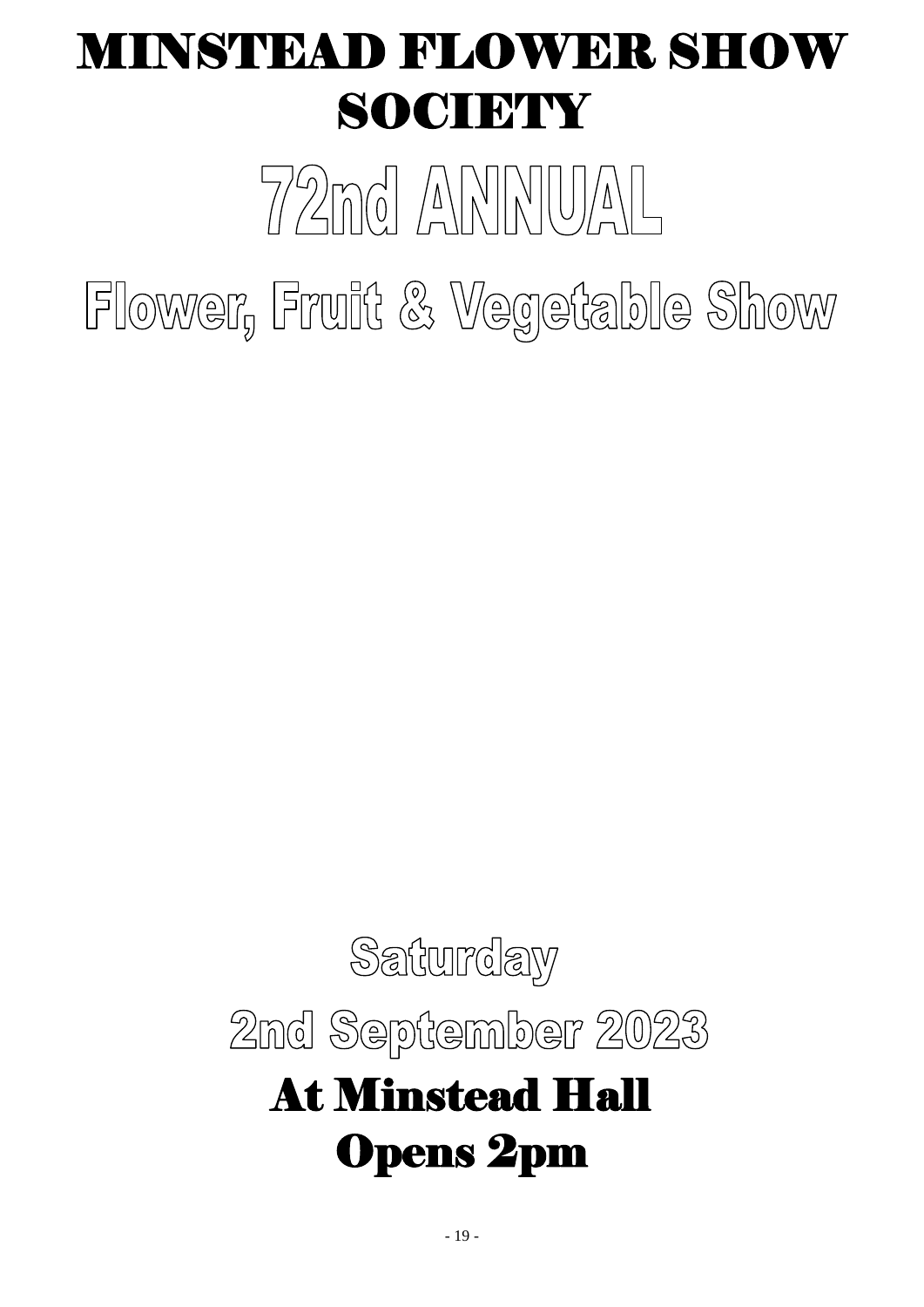# MINSTEAD FLOWER SHOW SOCIETY

# 72nd ANNUAL

# Flower, Fruit & Vegetable Show

## Saturday

## 2nd September 2023

## At Minstead Hall

## Opens 2pm